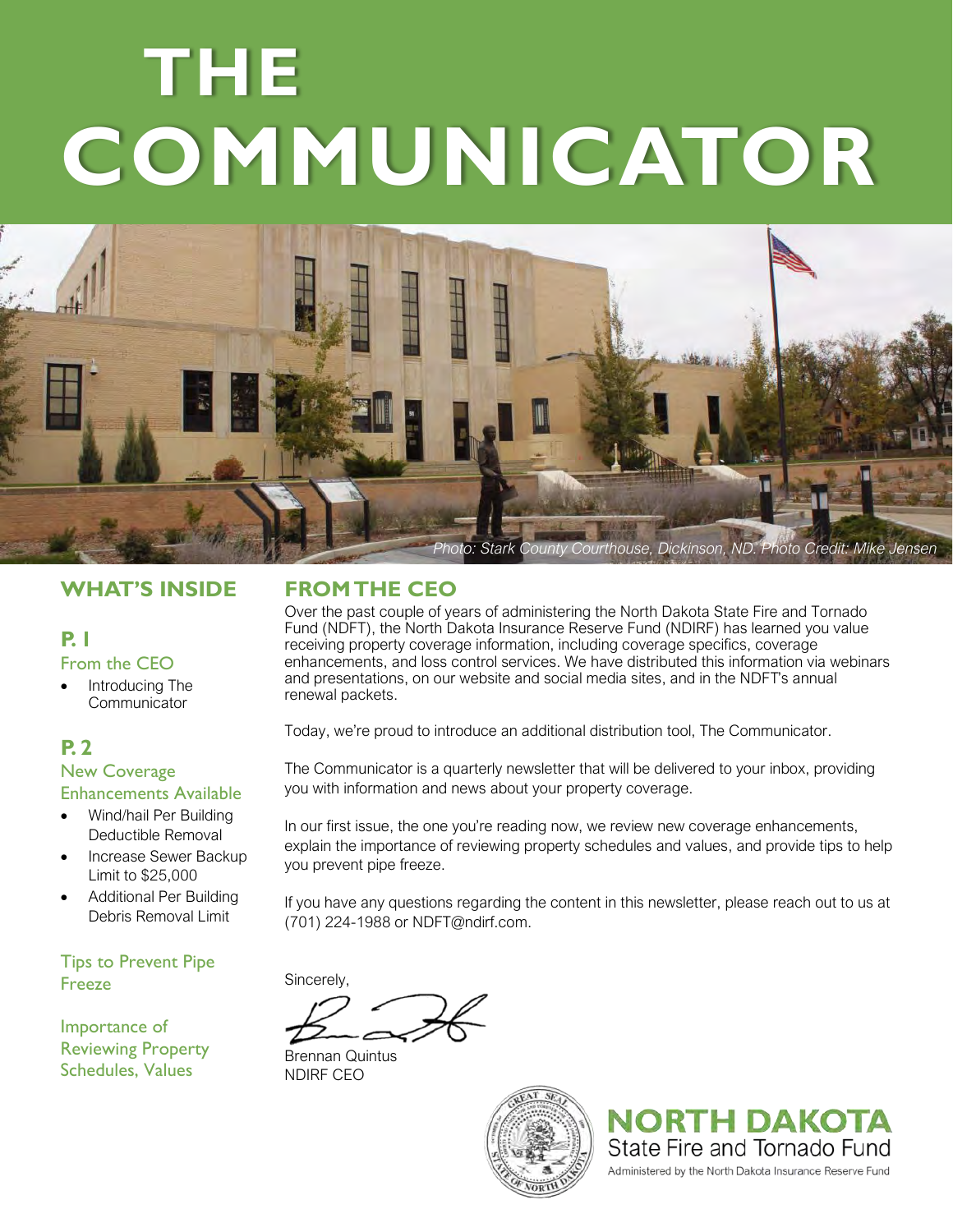# THE COMMUNICATOR

*Photo: Stark County Courthouse, Dickinson, ND. Photo Credit: Mike Jensen*

## WHAT'S INSIDE

### P. 1

From the CEO

- Introducing The Communicator

### P. 2

New Coverage Enhancements Available

- Wind/hail Per Building Deductible Removal
- Increase Sewer Backup Limit to $25,000
- Additional Per Building Debris Removal Limit

Tips to Prevent Pipe Freeze

Importance of Reviewing Property Schedules, Values

## FROM THE CEO

Over the past couple of years of administering the North Dakota State Fire and Tornado Fund (NDFT), the North Dakota Insurance Reserve Fund (NDIRF) has learned you value receiving property coverage information, including coverage specifics, coverage enhancements, and loss control services. We have distributed this information via webinars and presentations, on our website and social media sites, and in the NDFT's annual renewal packets.

Today, we're proud to introduce an additional distribution tool, The Communicator.

The Communicator is a quarterly newsletter that will be delivered to your inbox, providing you with information and news about your property coverage.

In our first issue, the one you're reading now, we review new coverage enhancements, explain the importance of reviewing property schedules and values, and provide tips to help you prevent pipe freeze.

If you have any questions regarding the content in this newsletter, please reach out to us at (701) 224-1988 or NDFT@ndirf.com.

Sincerely,

Brennan Quintus
NDIRF CEO

**NORTH DAKOTA**
State Fire and Tornado Fund
Administered by the North Dakota Insurance Reserve Fund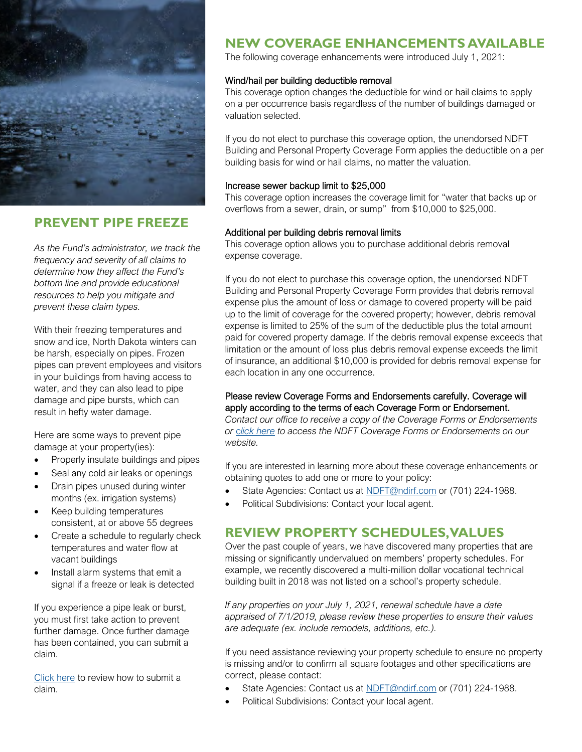## PREVENT PIPE FREEZE

*As the Fund's administrator, we track the frequency and severity of all claims to determine how they affect the Fund's bottom line and provide educational resources to help you mitigate and prevent these claim types.*

With their freezing temperatures and snow and ice, North Dakota winters can be harsh, especially on pipes. Frozen pipes can prevent employees and visitors in your buildings from having access to water, and they can also lead to pipe damage and pipe bursts, which can result in hefty water damage.

Here are some ways to prevent pipe damage at your property(ies):

- Properly insulate buildings and pipes
- Seal any cold air leaks or openings
- Drain pipes unused during winter months (ex. irrigation systems)
- Keep building temperatures consistent, at or above 55 degrees
- Create a schedule to regularly check temperatures and water flow at vacant buildings
- Install alarm systems that emit a signal if a freeze or leak is detected

If you experience a pipe leak or burst, you must first take action to prevent further damage. Once further damage has been contained, you can submit a claim.

Click here to review how to submit a claim.

## NEW COVERAGE ENHANCEMENTS AVAILABLE

The following coverage enhancements were introduced July 1, 2021:

### Wind/hail per building deductible removal

This coverage option changes the deductible for wind or hail claims to apply on a per occurrence basis regardless of the number of buildings damaged or valuation selected.

If you do not elect to purchase this coverage option, the unendorsed NDFT Building and Personal Property Coverage Form applies the deductible on a per building basis for wind or hail claims, no matter the valuation.

### Increase sewer backup limit to $25,000

This coverage option increases the coverage limit for "water that backs up or overflows from a sewer, drain, or sump" from $10,000 to $25,000.

### Additional per building debris removal limits

This coverage option allows you to purchase additional debris removal expense coverage.

If you do not elect to purchase this coverage option, the unendorsed NDFT Building and Personal Property Coverage Form provides that debris removal expense plus the amount of loss or damage to covered property will be paid up to the limit of coverage for the covered property; however, debris removal expense is limited to 25% of the sum of the deductible plus the total amount paid for covered property damage. If the debris removal expense exceeds that limitation or the amount of loss plus debris removal expense exceeds the limit of insurance, an additional $10,000 is provided for debris removal expense for each location in any one occurrence.

Please review Coverage Forms and Endorsements carefully. Coverage will apply according to the terms of each Coverage Form or Endorsement.
*Contact our office to receive a copy of the Coverage Forms or Endorsements or click here to access the NDFT Coverage Forms or Endorsements on our website.*

If you are interested in learning more about these coverage enhancements or obtaining quotes to add one or more to your policy:

- State Agencies: Contact us at NDFT@ndirf.com or (701) 224-1988.
- Political Subdivisions: Contact your local agent.

## REVIEW PROPERTY SCHEDULES, VALUES

Over the past couple of years, we have discovered many properties that are missing or significantly undervalued on members' property schedules. For example, we recently discovered a multi-million dollar vocational technical building built in 2018 was not listed on a school's property schedule.

*If any properties on your July 1, 2021, renewal schedule have a date appraised of 7/1/2019, please review these properties to ensure their values are adequate (ex. include remodels, additions, etc.).*

If you need assistance reviewing your property schedule to ensure no property is missing and/or to confirm all square footages and other specifications are correct, please contact:

- State Agencies: Contact us at NDFT@ndirf.com or (701) 224-1988.
- Political Subdivisions: Contact your local agent.